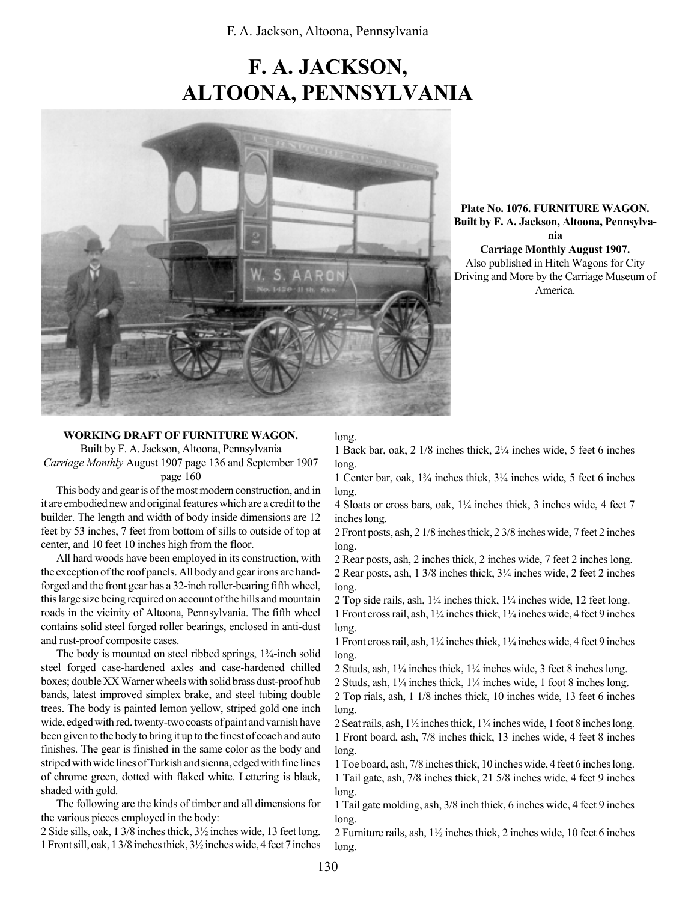# F. A. JACKSON, ALTOONA, PENNSYLVANIA

**Plate No. 1076. FURNITURE WAGON. Built by F. A. Jackson, Altoona, Pennsylvania**
**Carriage Monthly August 1907.**
Also published in Hitch Wagons for City Driving and More by the Carriage Museum of America.

**WORKING DRAFT OF FURNITURE WAGON.**

Built by F. A. Jackson, Altoona, Pennsylvania
*Carriage Monthly* August 1907 page 136 and September 1907 page 160

This body and gear is of the most modern construction, and in it are embodied new and original features which are a credit to the builder. The length and width of body inside dimensions are 12 feet by 53 inches, 7 feet from bottom of sills to outside of top at center, and 10 feet 10 inches high from the floor.

All hard woods have been employed in its construction, with the exception of the roof panels. All body and gear irons are hand-forged and the front gear has a 32-inch roller-bearing fifth wheel, this large size being required on account of the hills and mountain roads in the vicinity of Altoona, Pennsylvania. The fifth wheel contains solid steel forged roller bearings, enclosed in anti-dust and rust-proof composite cases.

The body is mounted on steel ribbed springs, 1¾-inch solid steel forged case-hardened axles and case-hardened chilled boxes; double XX Warner wheels with solid brass dust-proof hub bands, latest improved simplex brake, and steel tubing double trees. The body is painted lemon yellow, striped gold one inch wide, edged with red. twenty-two coasts of paint and varnish have been given to the body to bring it up to the finest of coach and auto finishes. The gear is finished in the same color as the body and striped with wide lines of Turkish and sienna, edged with fine lines of chrome green, dotted with flaked white. Lettering is black, shaded with gold.

The following are the kinds of timber and all dimensions for the various pieces employed in the body:

2 Side sills, oak, 1 3/8 inches thick, 3½ inches wide, 13 feet long.
1 Front sill, oak, 1 3/8 inches thick, 3½ inches wide, 4 feet 7 inches long.
1 Back bar, oak, 2 1/8 inches thick, 2¼ inches wide, 5 feet 6 inches long.
1 Center bar, oak, 1¾ inches thick, 3¼ inches wide, 5 feet 6 inches long.
4 Sloats or cross bars, oak, 1¼ inches thick, 3 inches wide, 4 feet 7 inches long.
2 Front posts, ash, 2 1/8 inches thick, 2 3/8 inches wide, 7 feet 2 inches long.
2 Rear posts, ash, 2 inches thick, 2 inches wide, 7 feet 2 inches long.
2 Rear posts, ash, 1 3/8 inches thick, 3¼ inches wide, 2 feet 2 inches long.
2 Top side rails, ash, 1¼ inches thick, 1¼ inches wide, 12 feet long.
1 Front cross rail, ash, 1¼ inches thick, 1¼ inches wide, 4 feet 9 inches long.
1 Front cross rail, ash, 1¼ inches thick, 1¼ inches wide, 4 feet 9 inches long.
2 Studs, ash, 1¼ inches thick, 1¼ inches wide, 3 feet 8 inches long.
2 Studs, ash, 1¼ inches thick, 1¼ inches wide, 1 foot 8 inches long.
2 Top rials, ash, 1 1/8 inches thick, 10 inches wide, 13 feet 6 inches long.
2 Seat rails, ash, 1½ inches thick, 1¾ inches wide, 1 foot 8 inches long.
1 Front board, ash, 7/8 inches thick, 13 inches wide, 4 feet 8 inches long.
1 Toe board, ash, 7/8 inches thick, 10 inches wide, 4 feet 6 inches long.
1 Tail gate, ash, 7/8 inches thick, 21 5/8 inches wide, 4 feet 9 inches long.
1 Tail gate molding, ash, 3/8 inch thick, 6 inches wide, 4 feet 9 inches long.
2 Furniture rails, ash, 1½ inches thick, 2 inches wide, 10 feet 6 inches long.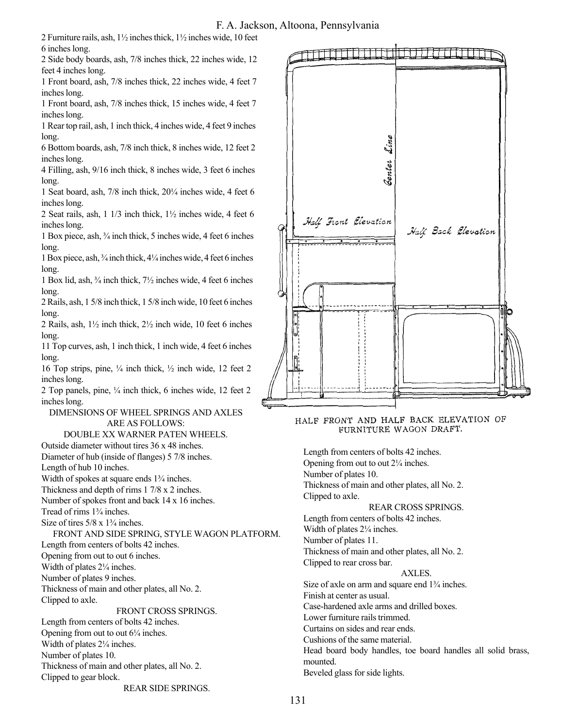2 Furniture rails, ash, 1½ inches thick, 1½ inches wide, 10 feet 6 inches long.

2 Side body boards, ash, 7/8 inches thick, 22 inches wide, 12 feet 4 inches long.

1 Front board, ash, 7/8 inches thick, 22 inches wide, 4 feet 7 inches long.

1 Front board, ash, 7/8 inches thick, 15 inches wide, 4 feet 7 inches long.

1 Rear top rail, ash, 1 inch thick, 4 inches wide, 4 feet 9 inches long.

6 Bottom boards, ash, 7/8 inch thick, 8 inches wide, 12 feet 2 inches long.

4 Filling, ash, 9/16 inch thick, 8 inches wide, 3 feet 6 inches long.

1 Seat board, ash, 7/8 inch thick, 20¼ inches wide, 4 feet 6 inches long.

2 Seat rails, ash, 1 1/3 inch thick, 1½ inches wide, 4 feet 6 inches long.

1 Box piece, ash, ¾ inch thick, 5 inches wide, 4 feet 6 inches long.

1 Box piece, ash, ¾ inch thick, 4¼ inches wide, 4 feet 6 inches long.

1 Box lid, ash, ¾ inch thick, 7½ inches wide, 4 feet 6 inches long.

2 Rails, ash, 1 5/8 inch thick, 1 5/8 inch wide, 10 feet 6 inches long.

2 Rails, ash, 1½ inch thick, 2½ inch wide, 10 feet 6 inches long.

11 Top curves, ash, 1 inch thick, 1 inch wide, 4 feet 6 inches long.

16 Top strips, pine, ¼ inch thick, ½ inch wide, 12 feet 2 inches long.

2 Top panels, pine, ¼ inch thick, 6 inches wide, 12 feet 2 inches long.

DIMENSIONS OF WHEEL SPRINGS AND AXLES ARE AS FOLLOWS:

DOUBLE XX WARNER PATEN WHEELS.

Outside diameter without tires 36 x 48 inches.
Diameter of hub (inside of flanges) 5 7/8 inches.
Length of hub 10 inches.
Width of spokes at square ends 1¾ inches.
Thickness and depth of rims 1 7/8 x 2 inches.
Number of spokes front and back 14 x 16 inches.
Tread of rims 1¾ inches.
Size of tires 5/8 x 1¾ inches.

FRONT AND SIDE SPRING, STYLE WAGON PLATFORM.

Length from centers of bolts 42 inches.
Opening from out to out 6 inches.
Width of plates 2¼ inches.
Number of plates 9 inches.
Thickness of main and other plates, all No. 2.
Clipped to axle.

FRONT CROSS SPRINGS.

Length from centers of bolts 42 inches.
Opening from out to out 6¼ inches.
Width of plates 2¼ inches.
Number of plates 10.
Thickness of main and other plates, all No. 2.
Clipped to gear block.

REAR SIDE SPRINGS.

Length from centers of bolts 42 inches.
Opening from out to out 2¼ inches.
Number of plates 10.
Thickness of main and other plates, all No. 2.
Clipped to axle.

REAR CROSS SPRINGS.

Length from centers of bolts 42 inches.
Width of plates 2¼ inches.
Number of plates 11.
Thickness of main and other plates, all No. 2.
Clipped to rear cross bar.

AXLES.

Size of axle on arm and square end 1¾ inches.
Finish at center as usual.
Case-hardened axle arms and drilled boxes.
Lower furniture rails trimmed.
Curtains on sides and rear ends.
Cushions of the same material.
Head board body handles, toe board handles all solid brass, mounted.
Beveled glass for side lights.

HALF FRONT AND HALF BACK ELEVATION OF FURNITURE WAGON DRAFT.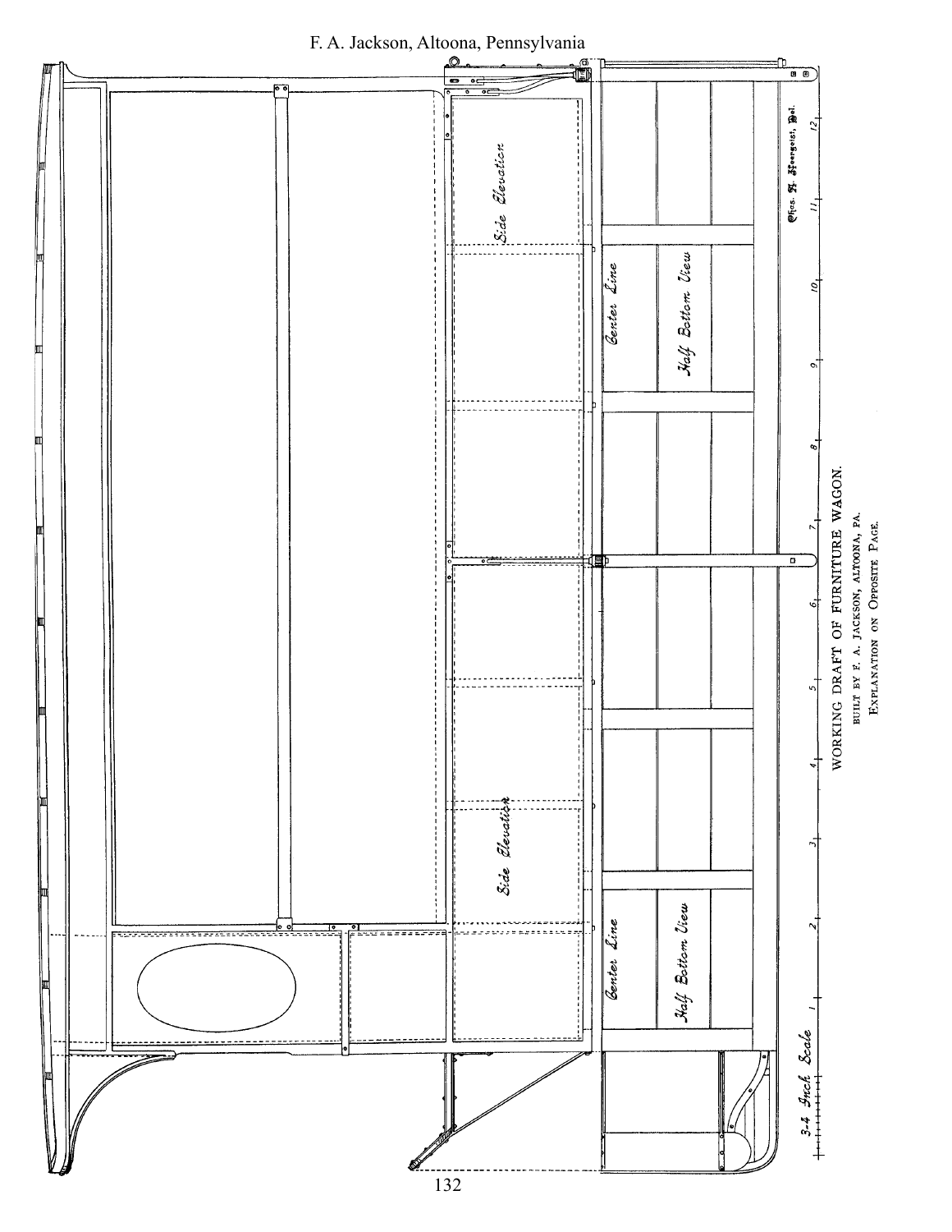WORKING DRAFT OF FURNITURE WAGON.

BUILT BY F. A. JACKSON, ALTOONA, PA.

EXPLANATION ON OPPOSITE PAGE.

Side Elevation

Side Elevation

Center Line

Half Bottom View

Center Line

Half Bottom View

3-4 Inch Scale

1 2 3 4 5 6 7 8 9 10 11 12

Chas. A. Hoergeist, Del.